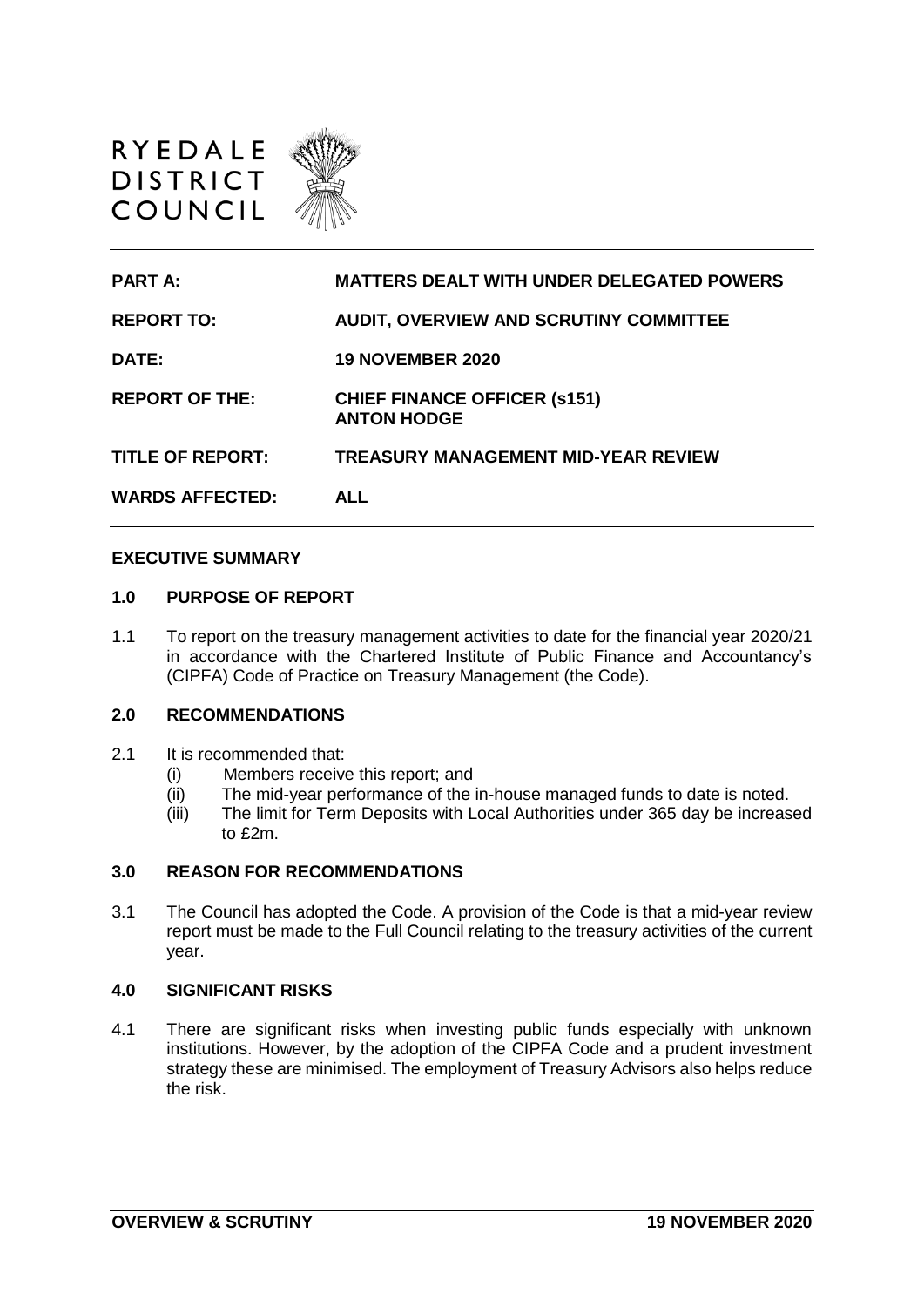RYEDALE
DISTRICT
COUNCIL

| | |
|---|---|
| **PART A:** | **MATTERS DEALT WITH UNDER DELEGATED POWERS** |
| **REPORT TO:** | **AUDIT, OVERVIEW AND SCRUTINY COMMITTEE** |
| **DATE:** | **19 NOVEMBER 2020** |
| **REPORT OF THE:** | **CHIEF FINANCE OFFICER (s151) ANTON HODGE** |
| **TITLE OF REPORT:** | **TREASURY MANAGEMENT MID-YEAR REVIEW** |
| **WARDS AFFECTED:** | **ALL** |

**EXECUTIVE SUMMARY**

**1.0 PURPOSE OF REPORT**

1.1 To report on the treasury management activities to date for the financial year 2020/21 in accordance with the Chartered Institute of Public Finance and Accountancy's (CIPFA) Code of Practice on Treasury Management (the Code).

**2.0 RECOMMENDATIONS**

2.1 It is recommended that:

(i) Members receive this report; and
(ii) The mid-year performance of the in-house managed funds to date is noted.
(iii) The limit for Term Deposits with Local Authorities under 365 day be increased to £2m.

**3.0 REASON FOR RECOMMENDATIONS**

3.1 The Council has adopted the Code. A provision of the Code is that a mid-year review report must be made to the Full Council relating to the treasury activities of the current year.

**4.0 SIGNIFICANT RISKS**

4.1 There are significant risks when investing public funds especially with unknown institutions. However, by the adoption of the CIPFA Code and a prudent investment strategy these are minimised. The employment of Treasury Advisors also helps reduce the risk.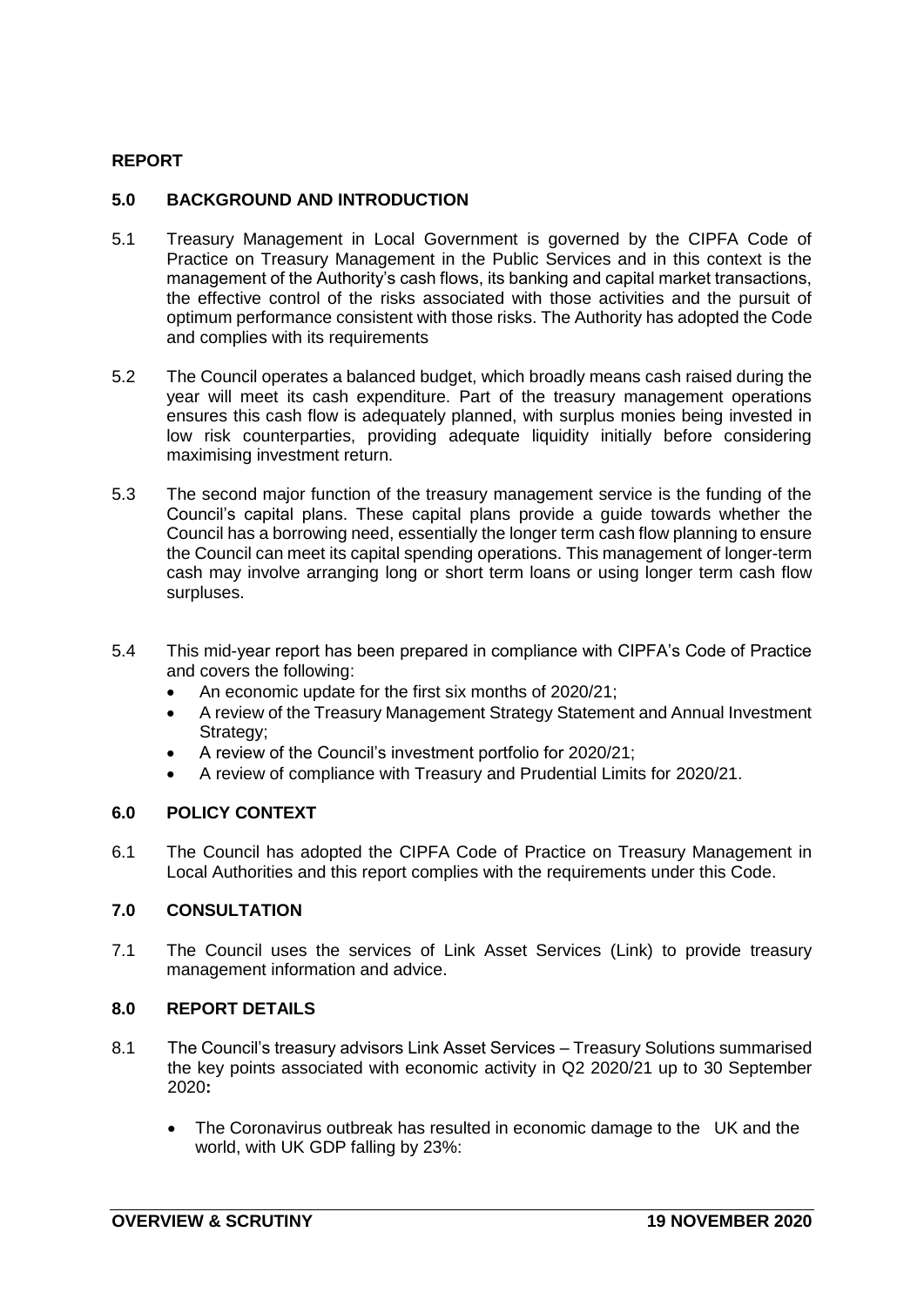## REPORT

### 5.0 BACKGROUND AND INTRODUCTION

5.1 Treasury Management in Local Government is governed by the CIPFA Code of Practice on Treasury Management in the Public Services and in this context is the management of the Authority's cash flows, its banking and capital market transactions, the effective control of the risks associated with those activities and the pursuit of optimum performance consistent with those risks. The Authority has adopted the Code and complies with its requirements

5.2 The Council operates a balanced budget, which broadly means cash raised during the year will meet its cash expenditure. Part of the treasury management operations ensures this cash flow is adequately planned, with surplus monies being invested in low risk counterparties, providing adequate liquidity initially before considering maximising investment return.

5.3 The second major function of the treasury management service is the funding of the Council's capital plans. These capital plans provide a guide towards whether the Council has a borrowing need, essentially the longer term cash flow planning to ensure the Council can meet its capital spending operations. This management of longer-term cash may involve arranging long or short term loans or using longer term cash flow surpluses.

5.4 This mid-year report has been prepared in compliance with CIPFA's Code of Practice and covers the following:

- An economic update for the first six months of 2020/21;
- A review of the Treasury Management Strategy Statement and Annual Investment Strategy;
- A review of the Council's investment portfolio for 2020/21;
- A review of compliance with Treasury and Prudential Limits for 2020/21.

### 6.0 POLICY CONTEXT

6.1 The Council has adopted the CIPFA Code of Practice on Treasury Management in Local Authorities and this report complies with the requirements under this Code.

### 7.0 CONSULTATION

7.1 The Council uses the services of Link Asset Services (Link) to provide treasury management information and advice.

### 8.0 REPORT DETAILS

8.1 The Council's treasury advisors Link Asset Services – Treasury Solutions summarised the key points associated with economic activity in Q2 2020/21 up to 30 September 2020**:**

- The Coronavirus outbreak has resulted in economic damage to the UK and the world, with UK GDP falling by 23%: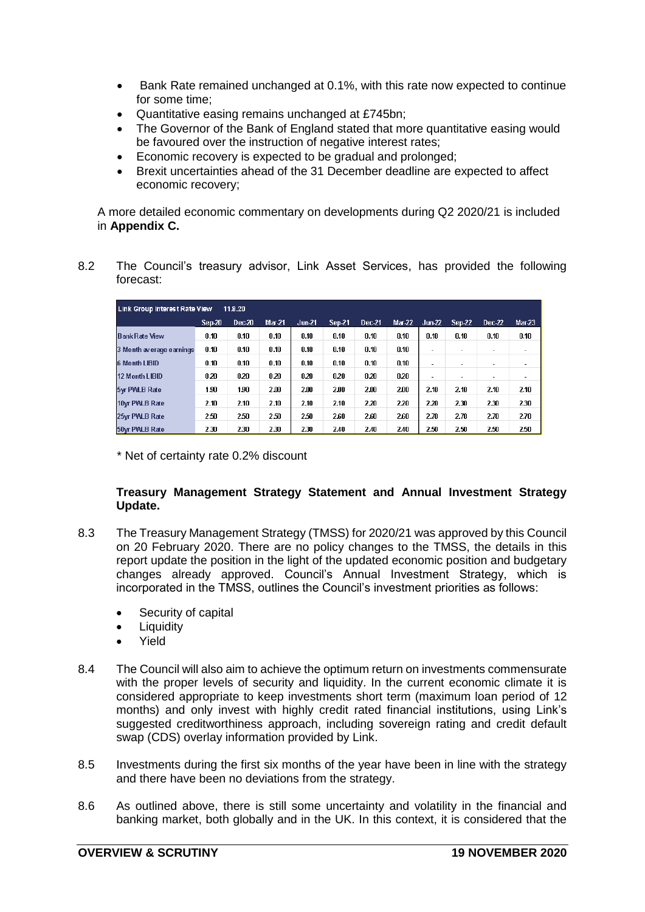- Bank Rate remained unchanged at 0.1%, with this rate now expected to continue for some time;
- Quantitative easing remains unchanged at £745bn;
- The Governor of the Bank of England stated that more quantitative easing would be favoured over the instruction of negative interest rates;
- Economic recovery is expected to be gradual and prolonged;
- Brexit uncertainties ahead of the 31 December deadline are expected to affect economic recovery;

A more detailed economic commentary on developments during Q2 2020/21 is included in **Appendix C.**

8.2 The Council's treasury advisor, Link Asset Services, has provided the following forecast:

| Link Group Interest Rate View 11.8.20 | | | | | | | | | | | |
|---|---|---|---|---|---|---|---|---|---|---|---|
| | Sep-20 | Dec-20 | Mar-21 | Jun-21 | Sep-21 | Dec-21 | Mar-22 | Jun-22 | Sep-22 | Dec-22 | Mar-23 |
| Bank Rate View | 0.10 | 0.10 | 0.10 | 0.10 | 0.10 | 0.10 | 0.10 | 0.10 | 0.10 | 0.10 | 0.10 |
| 3 Month average earnings | 0.10 | 0.10 | 0.10 | 0.10 | 0.10 | 0.10 | 0.10 | - | - | - | - |
| 6 Month LIBID | 0.10 | 0.10 | 0.10 | 0.10 | 0.10 | 0.10 | 0.10 | - | - | - | - |
| 12 Month LIBID | 0.20 | 0.20 | 0.20 | 0.20 | 0.20 | 0.20 | 0.20 | - | - | - | - |
| 5yr PWLB Rate | 1.90 | 1.90 | 2.00 | 2.00 | 2.00 | 2.00 | 2.00 | 2.10 | 2.10 | 2.10 | 2.10 |
| 10yr PWLB Rate | 2.10 | 2.10 | 2.10 | 2.10 | 2.10 | 2.20 | 2.20 | 2.20 | 2.30 | 2.30 | 2.30 |
| 25yr PWLB Rate | 2.50 | 2.50 | 2.50 | 2.50 | 2.60 | 2.60 | 2.60 | 2.70 | 2.70 | 2.70 | 2.70 |
| 50yr PWLB Rate | 2.30 | 2.30 | 2.30 | 2.30 | 2.40 | 2.40 | 2.40 | 2.50 | 2.50 | 2.50 | 2.50 |

\* Net of certainty rate 0.2% discount

**Treasury Management Strategy Statement and Annual Investment Strategy Update.**

8.3 The Treasury Management Strategy (TMSS) for 2020/21 was approved by this Council on 20 February 2020. There are no policy changes to the TMSS, the details in this report update the position in the light of the updated economic position and budgetary changes already approved. Council's Annual Investment Strategy, which is incorporated in the TMSS, outlines the Council's investment priorities as follows:

- Security of capital
- Liquidity
- Yield

8.4 The Council will also aim to achieve the optimum return on investments commensurate with the proper levels of security and liquidity. In the current economic climate it is considered appropriate to keep investments short term (maximum loan period of 12 months) and only invest with highly credit rated financial institutions, using Link's suggested creditworthiness approach, including sovereign rating and credit default swap (CDS) overlay information provided by Link.

8.5 Investments during the first six months of the year have been in line with the strategy and there have been no deviations from the strategy.

8.6 As outlined above, there is still some uncertainty and volatility in the financial and banking market, both globally and in the UK. In this context, it is considered that the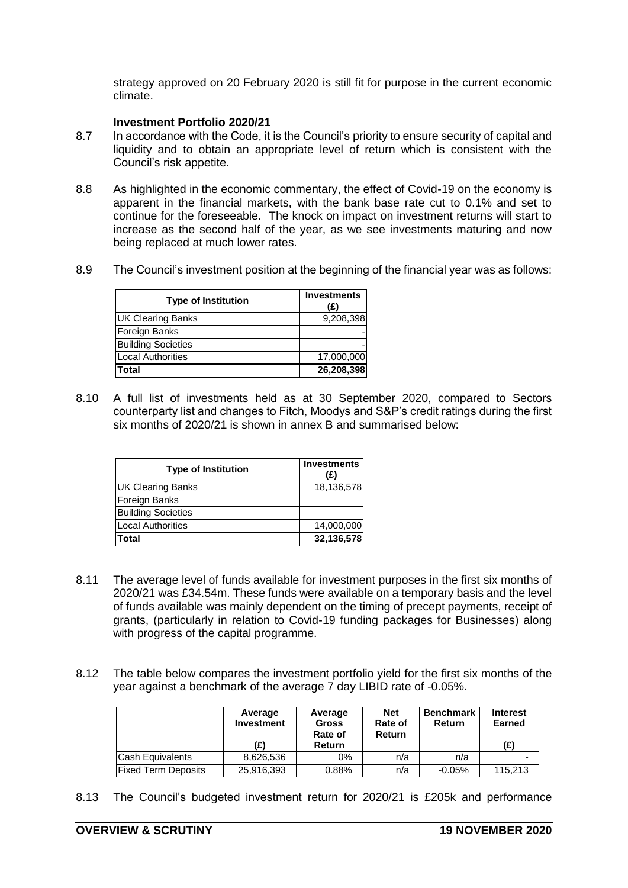strategy approved on 20 February 2020 is still fit for purpose in the current economic climate.

**Investment Portfolio 2020/21**

8.7 In accordance with the Code, it is the Council's priority to ensure security of capital and liquidity and to obtain an appropriate level of return which is consistent with the Council's risk appetite.

8.8 As highlighted in the economic commentary, the effect of Covid-19 on the economy is apparent in the financial markets, with the bank base rate cut to 0.1% and set to continue for the foreseeable. The knock on impact on investment returns will start to increase as the second half of the year, as we see investments maturing and now being replaced at much lower rates.

8.9 The Council's investment position at the beginning of the financial year was as follows:

| Type of Institution | Investments (£) |
|---|---|
| UK Clearing Banks | 9,208,398 |
| Foreign Banks | - |
| Building Societies | - |
| Local Authorities | 17,000,000 |
| **Total** | **26,208,398** |

8.10 A full list of investments held as at 30 September 2020, compared to Sectors counterparty list and changes to Fitch, Moodys and S&P's credit ratings during the first six months of 2020/21 is shown in annex B and summarised below:

| Type of Institution | Investments (£) |
|---|---|
| UK Clearing Banks | 18,136,578 |
| Foreign Banks | |
| Building Societies | |
| Local Authorities | 14,000,000 |
| **Total** | **32,136,578** |

8.11 The average level of funds available for investment purposes in the first six months of 2020/21 was £34.54m. These funds were available on a temporary basis and the level of funds available was mainly dependent on the timing of precept payments, receipt of grants, (particularly in relation to Covid-19 funding packages for Businesses) along with progress of the capital programme.

8.12 The table below compares the investment portfolio yield for the first six months of the year against a benchmark of the average 7 day LIBID rate of -0.05%.

| | Average Investment (£) | Average Gross Rate of Return | Net Rate of Return | Benchmark Return | Interest Earned (£) |
|---|---|---|---|---|---|
| Cash Equivalents | 8,626,536 | 0% | n/a | n/a | - |
| Fixed Term Deposits | 25,916,393 | 0.88% | n/a | -0.05% | 115,213 |

8.13 The Council's budgeted investment return for 2020/21 is £205k and performance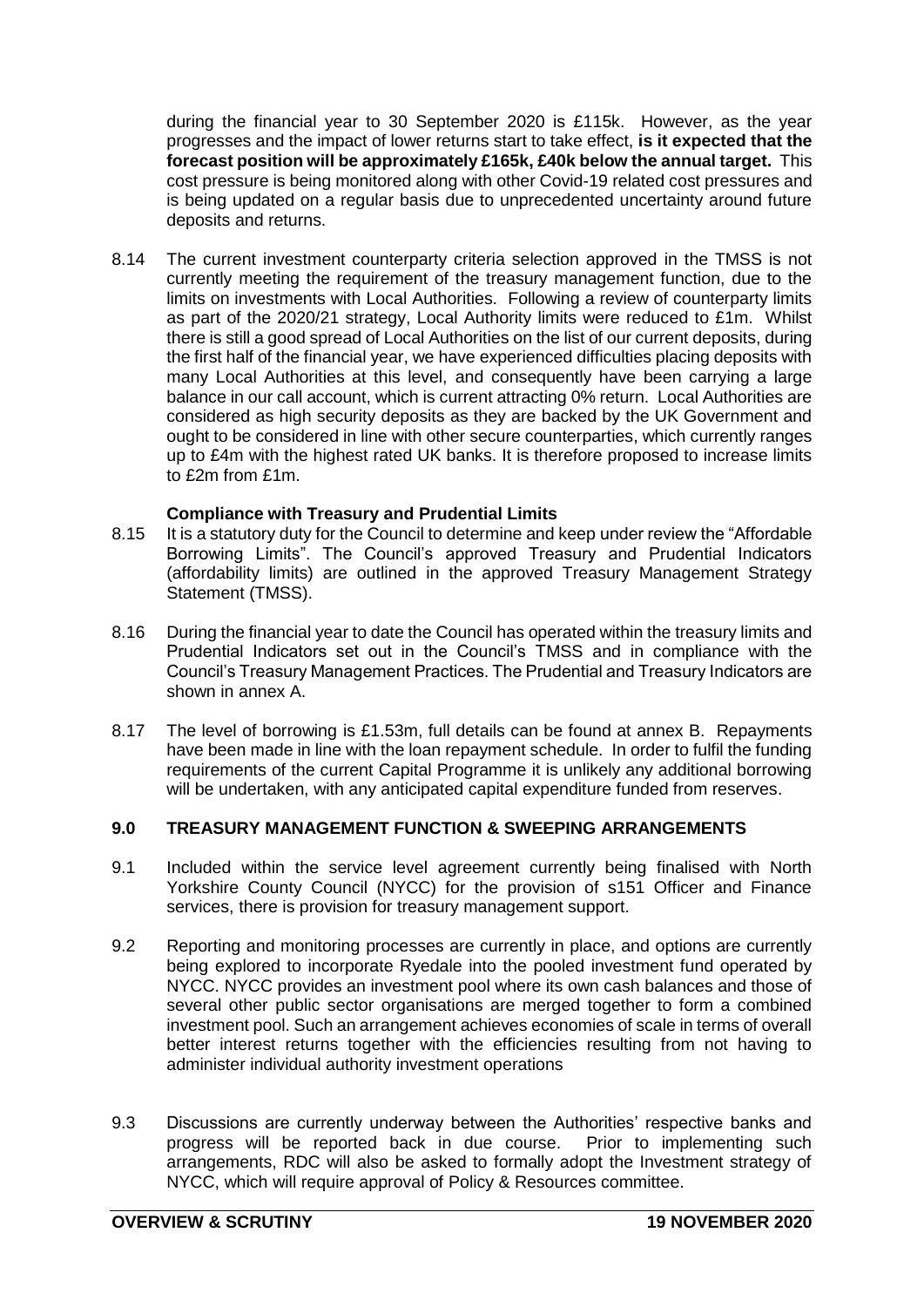during the financial year to 30 September 2020 is £115k. However, as the year progresses and the impact of lower returns start to take effect, **is it expected that the forecast position will be approximately £165k, £40k below the annual target.** This cost pressure is being monitored along with other Covid-19 related cost pressures and is being updated on a regular basis due to unprecedented uncertainty around future deposits and returns.

8.14 The current investment counterparty criteria selection approved in the TMSS is not currently meeting the requirement of the treasury management function, due to the limits on investments with Local Authorities. Following a review of counterparty limits as part of the 2020/21 strategy, Local Authority limits were reduced to £1m. Whilst there is still a good spread of Local Authorities on the list of our current deposits, during the first half of the financial year, we have experienced difficulties placing deposits with many Local Authorities at this level, and consequently have been carrying a large balance in our call account, which is current attracting 0% return. Local Authorities are considered as high security deposits as they are backed by the UK Government and ought to be considered in line with other secure counterparties, which currently ranges up to £4m with the highest rated UK banks. It is therefore proposed to increase limits to £2m from £1m.

**Compliance with Treasury and Prudential Limits**

8.15 It is a statutory duty for the Council to determine and keep under review the "Affordable Borrowing Limits". The Council's approved Treasury and Prudential Indicators (affordability limits) are outlined in the approved Treasury Management Strategy Statement (TMSS).

8.16 During the financial year to date the Council has operated within the treasury limits and Prudential Indicators set out in the Council's TMSS and in compliance with the Council's Treasury Management Practices. The Prudential and Treasury Indicators are shown in annex A.

8.17 The level of borrowing is £1.53m, full details can be found at annex B. Repayments have been made in line with the loan repayment schedule. In order to fulfil the funding requirements of the current Capital Programme it is unlikely any additional borrowing will be undertaken, with any anticipated capital expenditure funded from reserves.

## 9.0 TREASURY MANAGEMENT FUNCTION & SWEEPING ARRANGEMENTS

9.1 Included within the service level agreement currently being finalised with North Yorkshire County Council (NYCC) for the provision of s151 Officer and Finance services, there is provision for treasury management support.

9.2 Reporting and monitoring processes are currently in place, and options are currently being explored to incorporate Ryedale into the pooled investment fund operated by NYCC. NYCC provides an investment pool where its own cash balances and those of several other public sector organisations are merged together to form a combined investment pool. Such an arrangement achieves economies of scale in terms of overall better interest returns together with the efficiencies resulting from not having to administer individual authority investment operations

9.3 Discussions are currently underway between the Authorities' respective banks and progress will be reported back in due course. Prior to implementing such arrangements, RDC will also be asked to formally adopt the Investment strategy of NYCC, which will require approval of Policy & Resources committee.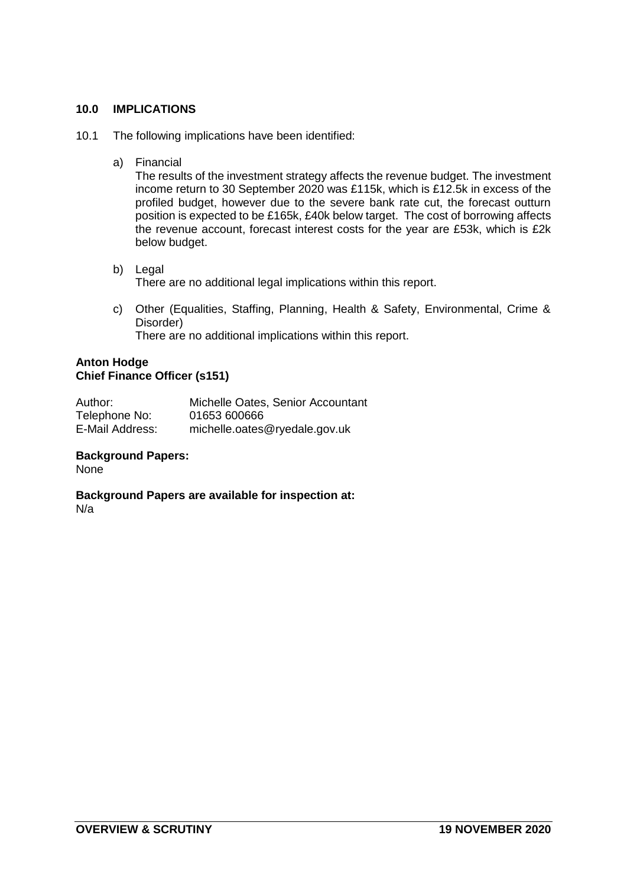## 10.0 IMPLICATIONS

10.1 The following implications have been identified:

a) Financial
   The results of the investment strategy affects the revenue budget. The investment income return to 30 September 2020 was £115k, which is £12.5k in excess of the profiled budget, however due to the severe bank rate cut, the forecast outturn position is expected to be £165k, £40k below target. The cost of borrowing affects the revenue account, forecast interest costs for the year are £53k, which is £2k below budget.

b) Legal
   There are no additional legal implications within this report.

c) Other (Equalities, Staffing, Planning, Health & Safety, Environmental, Crime & Disorder)
   There are no additional implications within this report.

**Anton Hodge**
**Chief Finance Officer (s151)**

| | |
|---|---|
| Author: | Michelle Oates, Senior Accountant |
| Telephone No: | 01653 600666 |
| E-Mail Address: | michelle.oates@ryedale.gov.uk |

**Background Papers:**
None

**Background Papers are available for inspection at:**
N/a